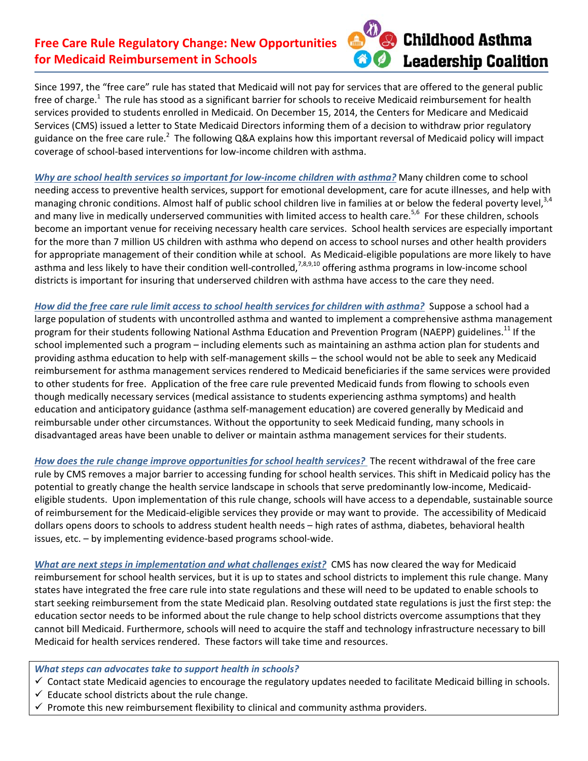# Free Care Rule Regulatory Change: New Opportunities for Medicaid Reimbursement in Schools

**Childhood Asthma Leadership Coalition**

Since 1997, the "free care" rule has stated that Medicaid will not pay for services that are offered to the general public free of charge.[1] The rule has stood as a significant barrier for schools to receive Medicaid reimbursement for health services provided to students enrolled in Medicaid. On December 15, 2014, the Centers for Medicare and Medicaid Services (CMS) issued a letter to State Medicaid Directors informing them of a decision to withdraw prior regulatory guidance on the free care rule.[2] The following Q&A explains how this important reversal of Medicaid policy will impact coverage of school-based interventions for low-income children with asthma.

***Why are school health services so important for low-income children with asthma?*** Many children come to school needing access to preventive health services, support for emotional development, care for acute illnesses, and help with managing chronic conditions. Almost half of public school children live in families at or below the federal poverty level,[3,4] and many live in medically underserved communities with limited access to health care.[5,6] For these children, schools become an important venue for receiving necessary health care services. School health services are especially important for the more than 7 million US children with asthma who depend on access to school nurses and other health providers for appropriate management of their condition while at school. As Medicaid-eligible populations are more likely to have asthma and less likely to have their condition well-controlled,[7,8,9,10] offering asthma programs in low-income school districts is important for insuring that underserved children with asthma have access to the care they need.

***How did the free care rule limit access to school health services for children with asthma?*** Suppose a school had a large population of students with uncontrolled asthma and wanted to implement a comprehensive asthma management program for their students following National Asthma Education and Prevention Program (NAEPP) guidelines.[11] If the school implemented such a program – including elements such as maintaining an asthma action plan for students and providing asthma education to help with self-management skills – the school would not be able to seek any Medicaid reimbursement for asthma management services rendered to Medicaid beneficiaries if the same services were provided to other students for free. Application of the free care rule prevented Medicaid funds from flowing to schools even though medically necessary services (medical assistance to students experiencing asthma symptoms) and health education and anticipatory guidance (asthma self-management education) are covered generally by Medicaid and reimbursable under other circumstances. Without the opportunity to seek Medicaid funding, many schools in disadvantaged areas have been unable to deliver or maintain asthma management services for their students.

***How does the rule change improve opportunities for school health services?*** The recent withdrawal of the free care rule by CMS removes a major barrier to accessing funding for school health services. This shift in Medicaid policy has the potential to greatly change the health service landscape in schools that serve predominantly low-income, Medicaid-eligible students. Upon implementation of this rule change, schools will have access to a dependable, sustainable source of reimbursement for the Medicaid-eligible services they provide or may want to provide. The accessibility of Medicaid dollars opens doors to schools to address student health needs – high rates of asthma, diabetes, behavioral health issues, etc. – by implementing evidence-based programs school-wide.

***What are next steps in implementation and what challenges exist?*** CMS has now cleared the way for Medicaid reimbursement for school health services, but it is up to states and school districts to implement this rule change. Many states have integrated the free care rule into state regulations and these will need to be updated to enable schools to start seeking reimbursement from the state Medicaid plan. Resolving outdated state regulations is just the first step: the education sector needs to be informed about the rule change to help school districts overcome assumptions that they cannot bill Medicaid. Furthermore, schools will need to acquire the staff and technology infrastructure necessary to bill Medicaid for health services rendered. These factors will take time and resources.

***What steps can advocates take to support health in schools?***

- ✓ Contact state Medicaid agencies to encourage the regulatory updates needed to facilitate Medicaid billing in schools.
- ✓ Educate school districts about the rule change.
- ✓ Promote this new reimbursement flexibility to clinical and community asthma providers.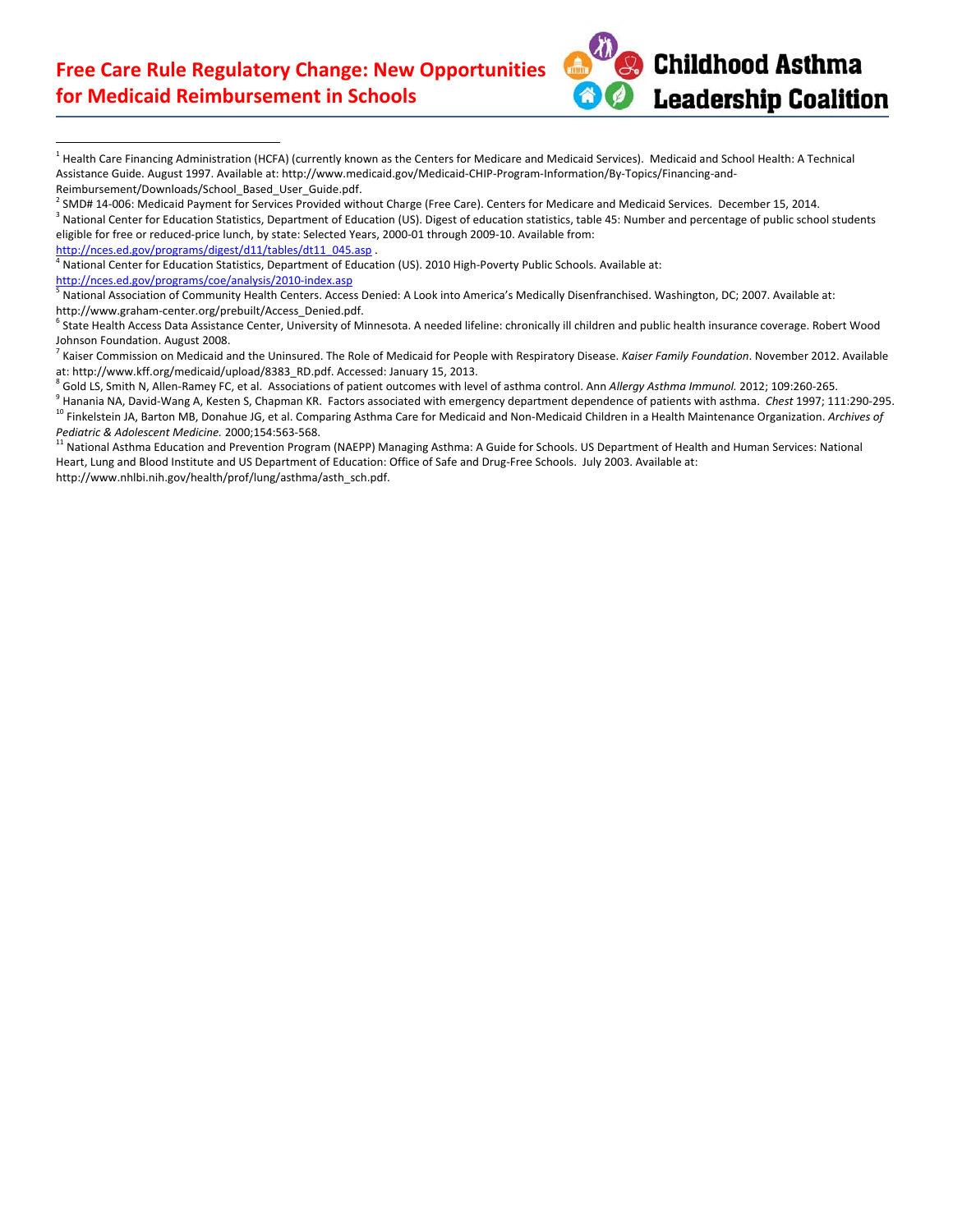[1] Health Care Financing Administration (HCFA) (currently known as the Centers for Medicare and Medicaid Services). Medicaid and School Health: A Technical Assistance Guide. August 1997. Available at: http://www.medicaid.gov/Medicaid-CHIP-Program-Information/By-Topics/Financing-and-Reimbursement/Downloads/School_Based_User_Guide.pdf.

[2] SMD# 14-006: Medicaid Payment for Services Provided without Charge (Free Care). Centers for Medicare and Medicaid Services. December 15, 2014.

[3] National Center for Education Statistics, Department of Education (US). Digest of education statistics, table 45: Number and percentage of public school students eligible for free or reduced-price lunch, by state: Selected Years, 2000-01 through 2009-10. Available from: http://nces.ed.gov/programs/digest/d11/tables/dt11_045.asp .

[4] National Center for Education Statistics, Department of Education (US). 2010 High-Poverty Public Schools. Available at: http://nces.ed.gov/programs/coe/analysis/2010-index.asp

[5] National Association of Community Health Centers. Access Denied: A Look into America's Medically Disenfranchised. Washington, DC; 2007. Available at: http://www.graham-center.org/prebuilt/Access_Denied.pdf.

[6] State Health Access Data Assistance Center, University of Minnesota. A needed lifeline: chronically ill children and public health insurance coverage. Robert Wood Johnson Foundation. August 2008.

[7] Kaiser Commission on Medicaid and the Uninsured. The Role of Medicaid for People with Respiratory Disease. *Kaiser Family Foundation*. November 2012. Available at: http://www.kff.org/medicaid/upload/8383_RD.pdf. Accessed: January 15, 2013.

[8] Gold LS, Smith N, Allen-Ramey FC, et al. Associations of patient outcomes with level of asthma control. Ann *Allergy Asthma Immunol.* 2012; 109:260-265.

[9] Hanania NA, David-Wang A, Kesten S, Chapman KR. Factors associated with emergency department dependence of patients with asthma. *Chest* 1997; 111:290-295.

[10] Finkelstein JA, Barton MB, Donahue JG, et al. Comparing Asthma Care for Medicaid and Non-Medicaid Children in a Health Maintenance Organization. *Archives of Pediatric & Adolescent Medicine.* 2000;154:563-568.

[11] National Asthma Education and Prevention Program (NAEPP) Managing Asthma: A Guide for Schools. US Department of Health and Human Services: National Heart, Lung and Blood Institute and US Department of Education: Office of Safe and Drug-Free Schools. July 2003. Available at: http://www.nhlbi.nih.gov/health/prof/lung/asthma/asth_sch.pdf.